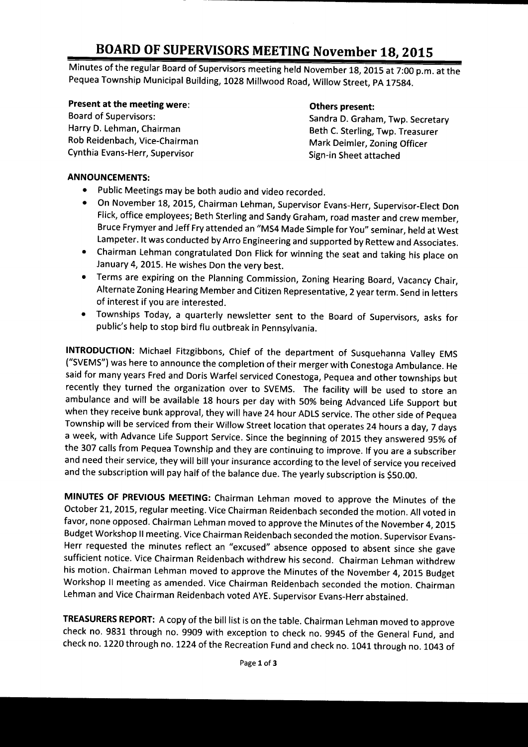# BOARD OF SUPERVISORS MEETING November 18, 2015

Minutes of the regular Board of Supervisors meeting held November 18, 2015 at 7:00 p.m. at the Pequea Township Municipal Building, 1028 Millwood Road, Willow Street, PA 17584.

**Present at the meeting were**:
Board of Supervisors:
Harry D. Lehman, Chairman
Rob Reidenbach, Vice-Chairman
Cynthia Evans-Herr, Supervisor

**Others present:**
Sandra D. Graham, Twp. Secretary
Beth C. Sterling, Twp. Treasurer
Mark Deimler, Zoning Officer
Sign-in Sheet attached

**ANNOUNCEMENTS:**

- Public Meetings may be both audio and video recorded.
- On November 18, 2015, Chairman Lehman, Supervisor Evans-Herr, Supervisor-Elect Don Flick, office employees; Beth Sterling and Sandy Graham, road master and crew member, Bruce Frymyer and Jeff Fry attended an "MS4 Made Simple for You" seminar, held at West Lampeter. It was conducted by Arro Engineering and supported by Rettew and Associates.
- Chairman Lehman congratulated Don Flick for winning the seat and taking his place on January 4, 2015. He wishes Don the very best.
- Terms are expiring on the Planning Commission, Zoning Hearing Board, Vacancy Chair, Alternate Zoning Hearing Member and Citizen Representative, 2 year term. Send in letters of interest if you are interested.
- Townships Today, a quarterly newsletter sent to the Board of Supervisors, asks for public's help to stop bird flu outbreak in Pennsylvania.

**INTRODUCTION:** Michael Fitzgibbons, Chief of the department of Susquehanna Valley EMS ("SVEMS") was here to announce the completion of their merger with Conestoga Ambulance. He said for many years Fred and Doris Warfel serviced Conestoga, Pequea and other townships but recently they turned the organization over to SVEMS. The facility will be used to store an ambulance and will be available 18 hours per day with 50% being Advanced Life Support but when they receive bunk approval, they will have 24 hour ADLS service. The other side of Pequea Township will be serviced from their Willow Street location that operates 24 hours a day, 7 days a week, with Advance Life Support Service. Since the beginning of 2015 they answered 95% of the 307 calls from Pequea Township and they are continuing to improve. If you are a subscriber and need their service, they will bill your insurance according to the level of service you received and the subscription will pay half of the balance due. The yearly subscription is $50.00.

**MINUTES OF PREVIOUS MEETING:** Chairman Lehman moved to approve the Minutes of the October 21, 2015, regular meeting. Vice Chairman Reidenbach seconded the motion. All voted in favor, none opposed. Chairman Lehman moved to approve the Minutes of the November 4, 2015 Budget Workshop II meeting. Vice Chairman Reidenbach seconded the motion. Supervisor Evans-Herr requested the minutes reflect an "excused" absence opposed to absent since she gave sufficient notice. Vice Chairman Reidenbach withdrew his second. Chairman Lehman withdrew his motion. Chairman Lehman moved to approve the Minutes of the November 4, 2015 Budget Workshop II meeting as amended. Vice Chairman Reidenbach seconded the motion. Chairman Lehman and Vice Chairman Reidenbach voted AYE. Supervisor Evans-Herr abstained.

**TREASURERS REPORT:** A copy of the bill list is on the table. Chairman Lehman moved to approve check no. 9831 through no. 9909 with exception to check no. 9945 of the General Fund, and check no. 1220 through no. 1224 of the Recreation Fund and check no. 1041 through no. 1043 of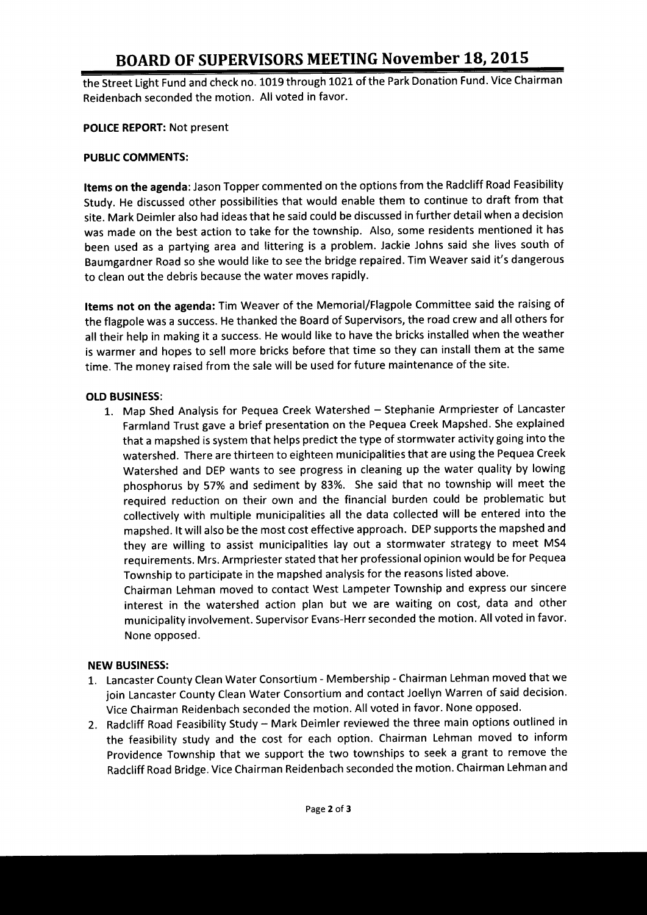the Street Light Fund and check no. 1019 through 1021 of the Park Donation Fund. Vice Chairman Reidenbach seconded the motion. All voted in favor.

**POLICE REPORT:** Not present

**PUBLIC COMMENTS:**

**Items on the agenda**: Jason Topper commented on the options from the Radcliff Road Feasibility Study. He discussed other possibilities that would enable them to continue to draft from that site. Mark Deimler also had ideas that he said could be discussed in further detail when a decision was made on the best action to take for the township. Also, some residents mentioned it has been used as a partying area and littering is a problem. Jackie Johns said she lives south of Baumgardner Road so she would like to see the bridge repaired. Tim Weaver said it's dangerous to clean out the debris because the water moves rapidly.

**Items not on the agenda:** Tim Weaver of the Memorial/Flagpole Committee said the raising of the flagpole was a success. He thanked the Board of Supervisors, the road crew and all others for all their help in making it a success. He would like to have the bricks installed when the weather is warmer and hopes to sell more bricks before that time so they can install them at the same time. The money raised from the sale will be used for future maintenance of the site.

**OLD BUSINESS:**

1. Map Shed Analysis for Pequea Creek Watershed – Stephanie Armpriester of Lancaster Farmland Trust gave a brief presentation on the Pequea Creek Mapshed. She explained that a mapshed is system that helps predict the type of stormwater activity going into the watershed. There are thirteen to eighteen municipalities that are using the Pequea Creek Watershed and DEP wants to see progress in cleaning up the water quality by lowing phosphorus by 57% and sediment by 83%. She said that no township will meet the required reduction on their own and the financial burden could be problematic but collectively with multiple municipalities all the data collected will be entered into the mapshed. It will also be the most cost effective approach. DEP supports the mapshed and they are willing to assist municipalities lay out a stormwater strategy to meet MS4 requirements. Mrs. Armpriester stated that her professional opinion would be for Pequea Township to participate in the mapshed analysis for the reasons listed above.
   Chairman Lehman moved to contact West Lampeter Township and express our sincere interest in the watershed action plan but we are waiting on cost, data and other municipality involvement. Supervisor Evans-Herr seconded the motion. All voted in favor. None opposed.

**NEW BUSINESS:**

1. Lancaster County Clean Water Consortium - Membership - Chairman Lehman moved that we join Lancaster County Clean Water Consortium and contact Joellyn Warren of said decision. Vice Chairman Reidenbach seconded the motion. All voted in favor. None opposed.
2. Radcliff Road Feasibility Study – Mark Deimler reviewed the three main options outlined in the feasibility study and the cost for each option. Chairman Lehman moved to inform Providence Township that we support the two townships to seek a grant to remove the Radcliff Road Bridge. Vice Chairman Reidenbach seconded the motion. Chairman Lehman and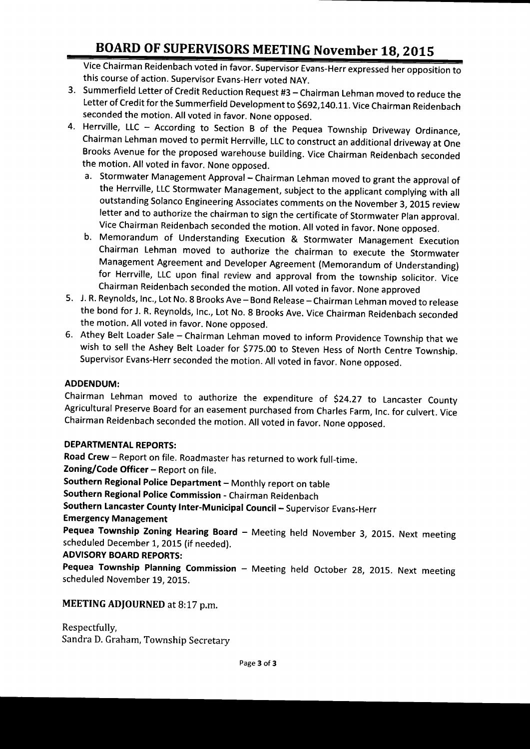Vice Chairman Reidenbach voted in favor. Supervisor Evans-Herr expressed her opposition to this course of action. Supervisor Evans-Herr voted NAY.

3. Summerfield Letter of Credit Reduction Request #3 – Chairman Lehman moved to reduce the Letter of Credit for the Summerfield Development to $692,140.11. Vice Chairman Reidenbach seconded the motion. All voted in favor. None opposed.
4. Herrville, LLC – According to Section B of the Pequea Township Driveway Ordinance, Chairman Lehman moved to permit Herrville, LLC to construct an additional driveway at One Brooks Avenue for the proposed warehouse building. Vice Chairman Reidenbach seconded the motion. All voted in favor. None opposed.
   a. Stormwater Management Approval – Chairman Lehman moved to grant the approval of the Herrville, LLC Stormwater Management, subject to the applicant complying with all outstanding Solanco Engineering Associates comments on the November 3, 2015 review letter and to authorize the chairman to sign the certificate of Stormwater Plan approval. Vice Chairman Reidenbach seconded the motion. All voted in favor. None opposed.
   b. Memorandum of Understanding Execution & Stormwater Management Execution Chairman Lehman moved to authorize the chairman to execute the Stormwater Management Agreement and Developer Agreement (Memorandum of Understanding) for Herrville, LLC upon final review and approval from the township solicitor. Vice Chairman Reidenbach seconded the motion. All voted in favor. None approved
5. J. R. Reynolds, Inc., Lot No. 8 Brooks Ave – Bond Release – Chairman Lehman moved to release the bond for J. R. Reynolds, Inc., Lot No. 8 Brooks Ave. Vice Chairman Reidenbach seconded the motion. All voted in favor. None opposed.
6. Athey Belt Loader Sale – Chairman Lehman moved to inform Providence Township that we wish to sell the Ashey Belt Loader for $775.00 to Steven Hess of North Centre Township. Supervisor Evans-Herr seconded the motion. All voted in favor. None opposed.

**ADDENDUM:**

Chairman Lehman moved to authorize the expenditure of $24.27 to Lancaster County Agricultural Preserve Board for an easement purchased from Charles Farm, Inc. for culvert. Vice Chairman Reidenbach seconded the motion. All voted in favor. None opposed.

**DEPARTMENTAL REPORTS:**

**Road Crew** – Report on file. Roadmaster has returned to work full-time.
**Zoning/Code Officer** – Report on file.
**Southern Regional Police Department** – Monthly report on table
**Southern Regional Police Commission** - Chairman Reidenbach
**Southern Lancaster County Inter-Municipal Council** – Supervisor Evans-Herr
**Emergency Management**
**Pequea Township Zoning Hearing Board** – Meeting held November 3, 2015. Next meeting scheduled December 1, 2015 (if needed).

**ADVISORY BOARD REPORTS:**

**Pequea Township Planning Commission** – Meeting held October 28, 2015. Next meeting scheduled November 19, 2015.

**MEETING ADJOURNED** at 8:17 p.m.

Respectfully,
Sandra D. Graham, Township Secretary